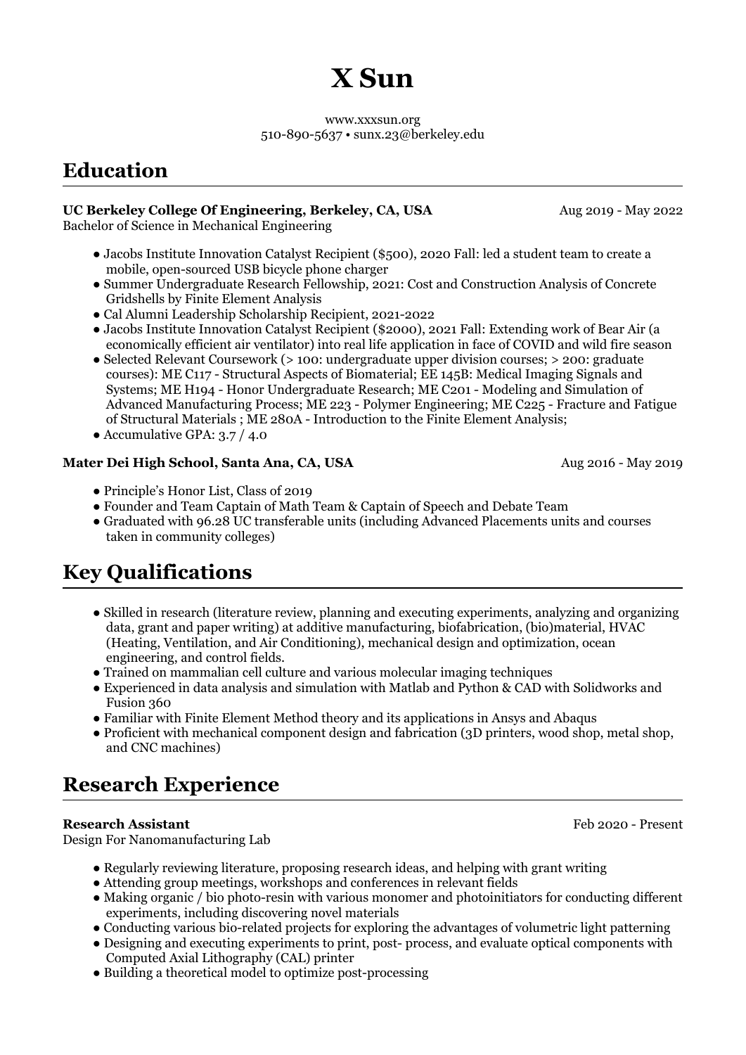# X Sun

www.xxxsun.org
510-890-5637 • sunx.23@berkeley.edu

## Education

**UC Berkeley College Of Engineering, Berkeley, CA, USA** Aug 2019 - May 2022
Bachelor of Science in Mechanical Engineering

- Jacobs Institute Innovation Catalyst Recipient ($500), 2020 Fall: led a student team to create a mobile, open-sourced USB bicycle phone charger
- Summer Undergraduate Research Fellowship, 2021: Cost and Construction Analysis of Concrete Gridshells by Finite Element Analysis
- Cal Alumni Leadership Scholarship Recipient, 2021-2022
- Jacobs Institute Innovation Catalyst Recipient ($2000), 2021 Fall: Extending work of Bear Air (a economically efficient air ventilator) into real life application in face of COVID and wild fire season
- Selected Relevant Coursework (> 100: undergraduate upper division courses; > 200: graduate courses): ME C117 - Structural Aspects of Biomaterial; EE 145B: Medical Imaging Signals and Systems; ME H194 - Honor Undergraduate Research; ME C201 - Modeling and Simulation of Advanced Manufacturing Process; ME 223 - Polymer Engineering; ME C225 - Fracture and Fatigue of Structural Materials ; ME 280A - Introduction to the Finite Element Analysis;
- Accumulative GPA: 3.7 / 4.0

**Mater Dei High School, Santa Ana, CA, USA** Aug 2016 - May 2019

- Principle's Honor List, Class of 2019
- Founder and Team Captain of Math Team & Captain of Speech and Debate Team
- Graduated with 96.28 UC transferable units (including Advanced Placements units and courses taken in community colleges)

## Key Qualifications

- Skilled in research (literature review, planning and executing experiments, analyzing and organizing data, grant and paper writing) at additive manufacturing, biofabrication, (bio)material, HVAC (Heating, Ventilation, and Air Conditioning), mechanical design and optimization, ocean engineering, and control fields.
- Trained on mammalian cell culture and various molecular imaging techniques
- Experienced in data analysis and simulation with Matlab and Python & CAD with Solidworks and Fusion 360
- Familiar with Finite Element Method theory and its applications in Ansys and Abaqus
- Proficient with mechanical component design and fabrication (3D printers, wood shop, metal shop, and CNC machines)

## Research Experience

**Research Assistant** Feb 2020 - Present
Design For Nanomanufacturing Lab

- Regularly reviewing literature, proposing research ideas, and helping with grant writing
- Attending group meetings, workshops and conferences in relevant fields
- Making organic / bio photo-resin with various monomer and photoinitiators for conducting different experiments, including discovering novel materials
- Conducting various bio-related projects for exploring the advantages of volumetric light patterning
- Designing and executing experiments to print, post- process, and evaluate optical components with Computed Axial Lithography (CAL) printer
- Building a theoretical model to optimize post-processing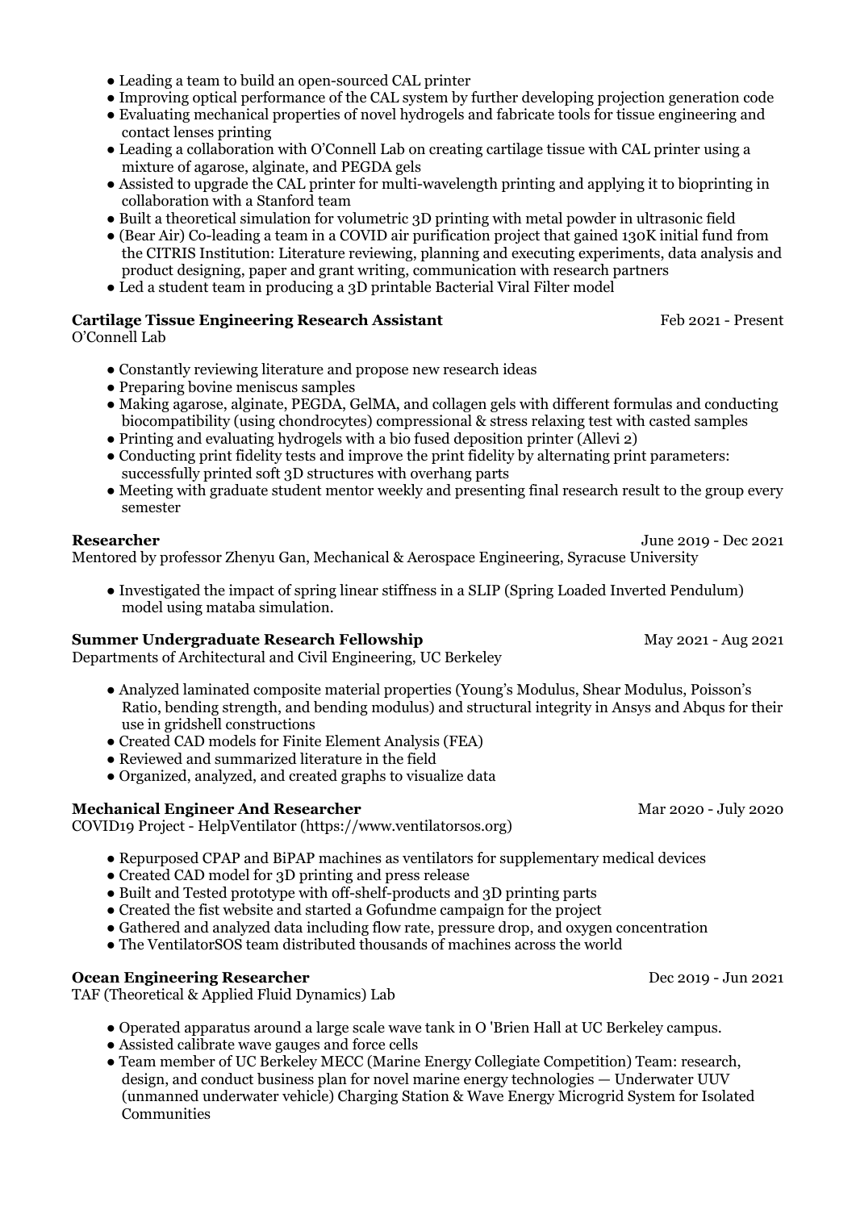- Leading a team to build an open-sourced CAL printer
- Improving optical performance of the CAL system by further developing projection generation code
- Evaluating mechanical properties of novel hydrogels and fabricate tools for tissue engineering and contact lenses printing
- Leading a collaboration with O'Connell Lab on creating cartilage tissue with CAL printer using a mixture of agarose, alginate, and PEGDA gels
- Assisted to upgrade the CAL printer for multi-wavelength printing and applying it to bioprinting in collaboration with a Stanford team
- Built a theoretical simulation for volumetric 3D printing with metal powder in ultrasonic field
- (Bear Air) Co-leading a team in a COVID air purification project that gained 130K initial fund from the CITRIS Institution: Literature reviewing, planning and executing experiments, data analysis and product designing, paper and grant writing, communication with research partners
- Led a student team in producing a 3D printable Bacterial Viral Filter model

**Cartilage Tissue Engineering Research Assistant** Feb 2021 - Present
O'Connell Lab

- Constantly reviewing literature and propose new research ideas
- Preparing bovine meniscus samples
- Making agarose, alginate, PEGDA, GelMA, and collagen gels with different formulas and conducting biocompatibility (using chondrocytes) compressional & stress relaxing test with casted samples
- Printing and evaluating hydrogels with a bio fused deposition printer (Allevi 2)
- Conducting print fidelity tests and improve the print fidelity by alternating print parameters: successfully printed soft 3D structures with overhang parts
- Meeting with graduate student mentor weekly and presenting final research result to the group every semester

**Researcher** June 2019 - Dec 2021
Mentored by professor Zhenyu Gan, Mechanical & Aerospace Engineering, Syracuse University

- Investigated the impact of spring linear stiffness in a SLIP (Spring Loaded Inverted Pendulum) model using mataba simulation.

**Summer Undergraduate Research Fellowship** May 2021 - Aug 2021
Departments of Architectural and Civil Engineering, UC Berkeley

- Analyzed laminated composite material properties (Young's Modulus, Shear Modulus, Poisson's Ratio, bending strength, and bending modulus) and structural integrity in Ansys and Abqus for their use in gridshell constructions
- Created CAD models for Finite Element Analysis (FEA)
- Reviewed and summarized literature in the field
- Organized, analyzed, and created graphs to visualize data

**Mechanical Engineer And Researcher** Mar 2020 - July 2020
COVID19 Project - HelpVentilator (https://www.ventilatorsos.org)

- Repurposed CPAP and BiPAP machines as ventilators for supplementary medical devices
- Created CAD model for 3D printing and press release
- Built and Tested prototype with off-shelf-products and 3D printing parts
- Created the fist website and started a Gofundme campaign for the project
- Gathered and analyzed data including flow rate, pressure drop, and oxygen concentration
- The VentilatorSOS team distributed thousands of machines across the world

**Ocean Engineering Researcher** Dec 2019 - Jun 2021
TAF (Theoretical & Applied Fluid Dynamics) Lab

- Operated apparatus around a large scale wave tank in O 'Brien Hall at UC Berkeley campus.
- Assisted calibrate wave gauges and force cells
- Team member of UC Berkeley MECC (Marine Energy Collegiate Competition) Team: research, design, and conduct business plan for novel marine energy technologies — Underwater UUV (unmanned underwater vehicle) Charging Station & Wave Energy Microgrid System for Isolated Communities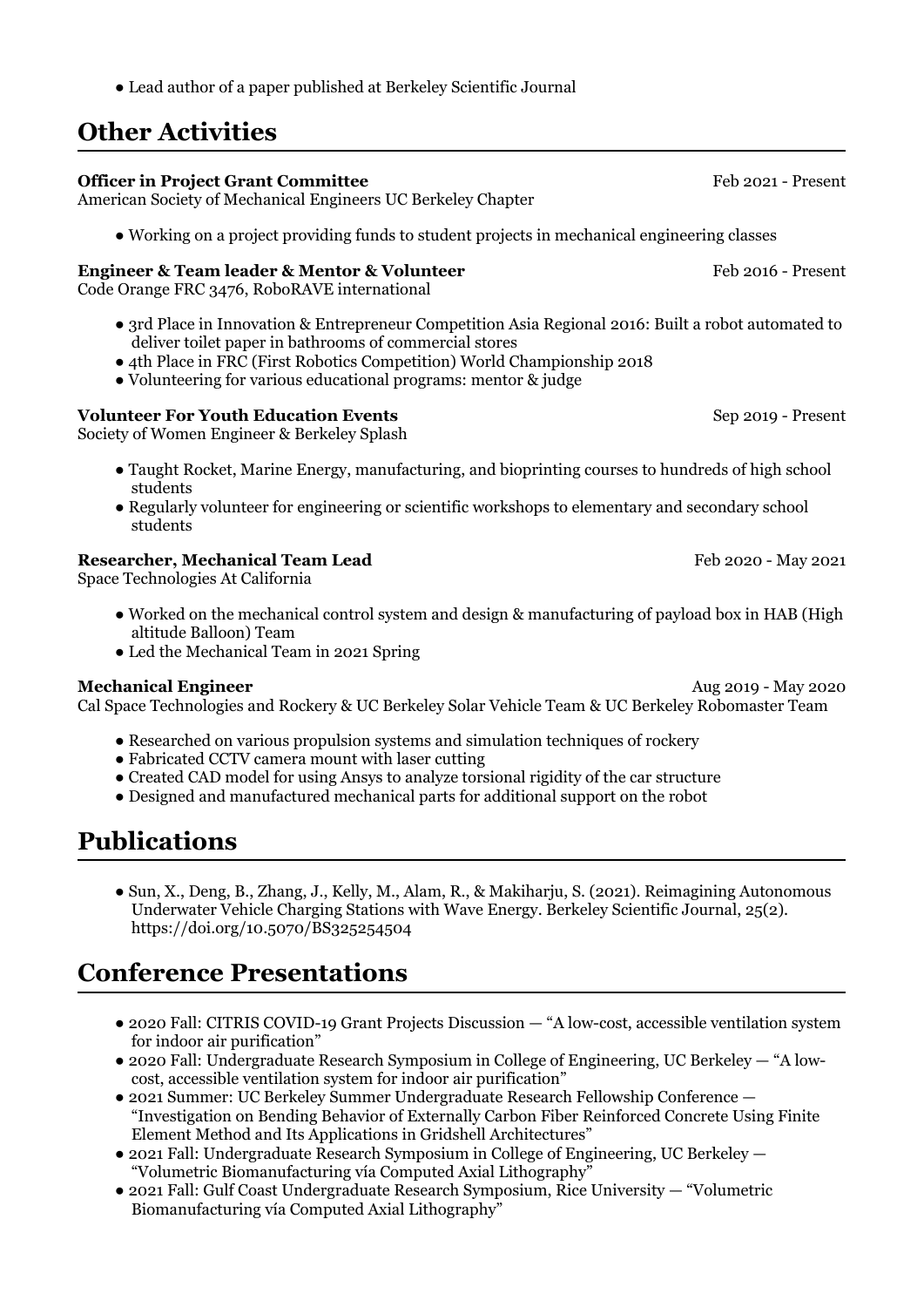- Lead author of a paper published at Berkeley Scientific Journal

## Other Activities

**Officer in Project Grant Committee** Feb 2021 - Present
American Society of Mechanical Engineers UC Berkeley Chapter

- Working on a project providing funds to student projects in mechanical engineering classes

**Engineer & Team leader & Mentor & Volunteer** Feb 2016 - Present
Code Orange FRC 3476, RoboRAVE international

- 3rd Place in Innovation & Entrepreneur Competition Asia Regional 2016: Built a robot automated to deliver toilet paper in bathrooms of commercial stores
- 4th Place in FRC (First Robotics Competition) World Championship 2018
- Volunteering for various educational programs: mentor & judge

**Volunteer For Youth Education Events** Sep 2019 - Present
Society of Women Engineer & Berkeley Splash

- Taught Rocket, Marine Energy, manufacturing, and bioprinting courses to hundreds of high school students
- Regularly volunteer for engineering or scientific workshops to elementary and secondary school students

**Researcher, Mechanical Team Lead** Feb 2020 - May 2021
Space Technologies At California

- Worked on the mechanical control system and design & manufacturing of payload box in HAB (High altitude Balloon) Team
- Led the Mechanical Team in 2021 Spring

**Mechanical Engineer** Aug 2019 - May 2020
Cal Space Technologies and Rockery & UC Berkeley Solar Vehicle Team & UC Berkeley Robomaster Team

- Researched on various propulsion systems and simulation techniques of rockery
- Fabricated CCTV camera mount with laser cutting
- Created CAD model for using Ansys to analyze torsional rigidity of the car structure
- Designed and manufactured mechanical parts for additional support on the robot

## Publications

- Sun, X., Deng, B., Zhang, J., Kelly, M., Alam, R., & Makiharju, S. (2021). Reimagining Autonomous Underwater Vehicle Charging Stations with Wave Energy. Berkeley Scientific Journal, 25(2). https://doi.org/10.5070/BS325254504

## Conference Presentations

- 2020 Fall: CITRIS COVID-19 Grant Projects Discussion — "A low-cost, accessible ventilation system for indoor air purification"
- 2020 Fall: Undergraduate Research Symposium in College of Engineering, UC Berkeley — "A low-cost, accessible ventilation system for indoor air purification"
- 2021 Summer: UC Berkeley Summer Undergraduate Research Fellowship Conference — "Investigation on Bending Behavior of Externally Carbon Fiber Reinforced Concrete Using Finite Element Method and Its Applications in Gridshell Architectures"
- 2021 Fall: Undergraduate Research Symposium in College of Engineering, UC Berkeley — "Volumetric Biomanufacturing vía Computed Axial Lithography"
- 2021 Fall: Gulf Coast Undergraduate Research Symposium, Rice University — "Volumetric Biomanufacturing vía Computed Axial Lithography"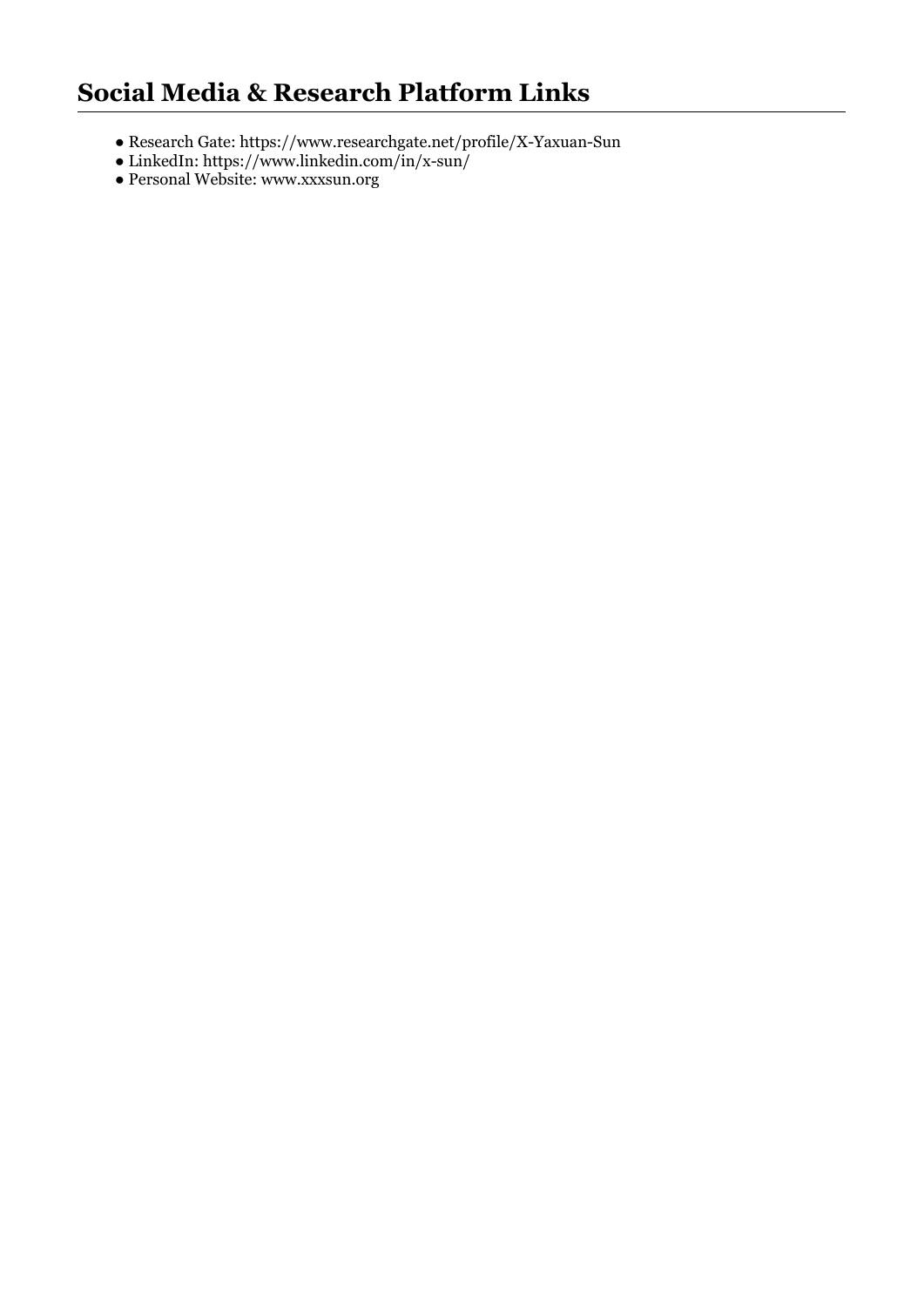## Social Media & Research Platform Links

- Research Gate: https://www.researchgate.net/profile/X-Yaxuan-Sun
- LinkedIn: https://www.linkedin.com/in/x-sun/
- Personal Website: www.xxxsun.org